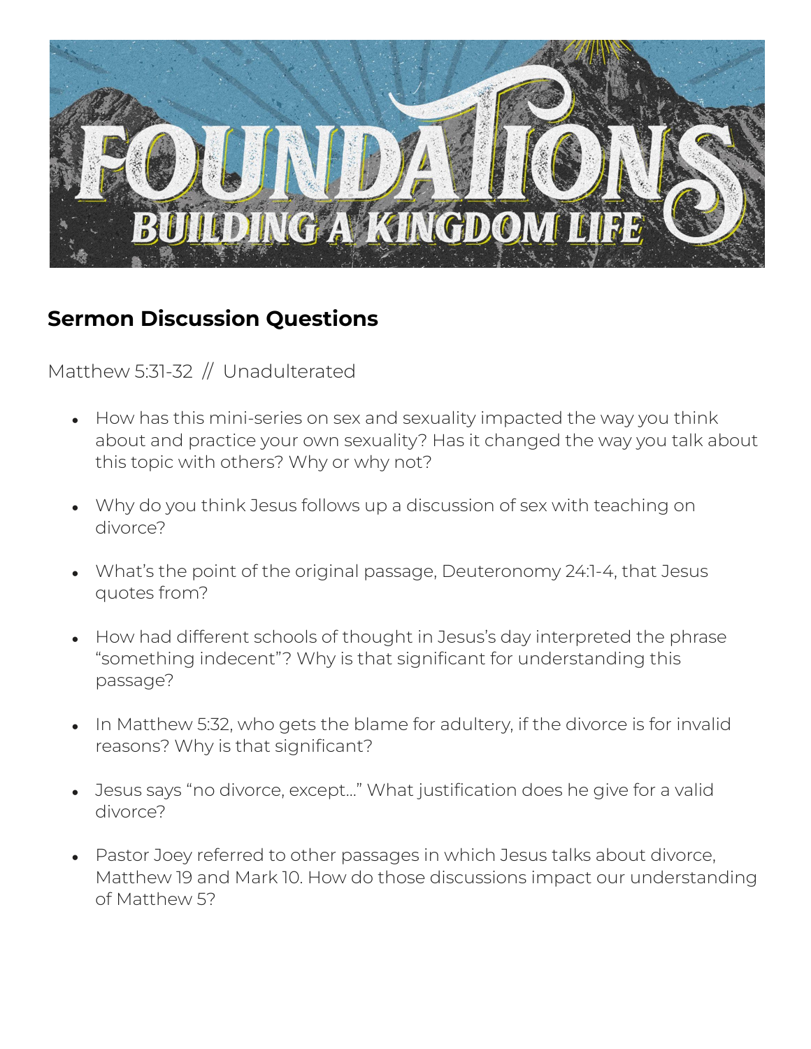# FOUNDATIONS

## BUILDING A KINGDOM LIFE

## Sermon Discussion Questions

Matthew 5:31-32 // Unadulterated

- How has this mini-series on sex and sexuality impacted the way you think about and practice your own sexuality? Has it changed the way you talk about this topic with others? Why or why not?
- Why do you think Jesus follows up a discussion of sex with teaching on divorce?
- What's the point of the original passage, Deuteronomy 24:1-4, that Jesus quotes from?
- How had different schools of thought in Jesus's day interpreted the phrase "something indecent"? Why is that significant for understanding this passage?
- In Matthew 5:32, who gets the blame for adultery, if the divorce is for invalid reasons? Why is that significant?
- Jesus says "no divorce, except…" What justification does he give for a valid divorce?
- Pastor Joey referred to other passages in which Jesus talks about divorce, Matthew 19 and Mark 10. How do those discussions impact our understanding of Matthew 5?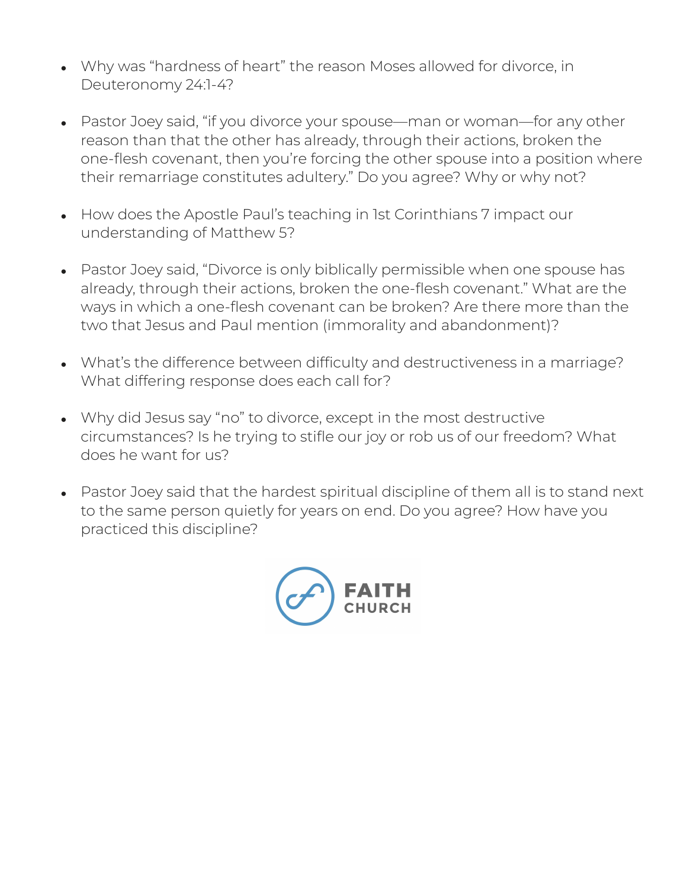- Why was "hardness of heart" the reason Moses allowed for divorce, in Deuteronomy 24:1-4?

- Pastor Joey said, "if you divorce your spouse—man or woman—for any other reason than that the other has already, through their actions, broken the one-flesh covenant, then you're forcing the other spouse into a position where their remarriage constitutes adultery." Do you agree? Why or why not?

- How does the Apostle Paul's teaching in 1st Corinthians 7 impact our understanding of Matthew 5?

- Pastor Joey said, "Divorce is only biblically permissible when one spouse has already, through their actions, broken the one-flesh covenant." What are the ways in which a one-flesh covenant can be broken? Are there more than the two that Jesus and Paul mention (immorality and abandonment)?

- What's the difference between difficulty and destructiveness in a marriage? What differing response does each call for?

- Why did Jesus say "no" to divorce, except in the most destructive circumstances? Is he trying to stifle our joy or rob us of our freedom? What does he want for us?

- Pastor Joey said that the hardest spiritual discipline of them all is to stand next to the same person quietly for years on end. Do you agree? How have you practiced this discipline?

FAITH CHURCH